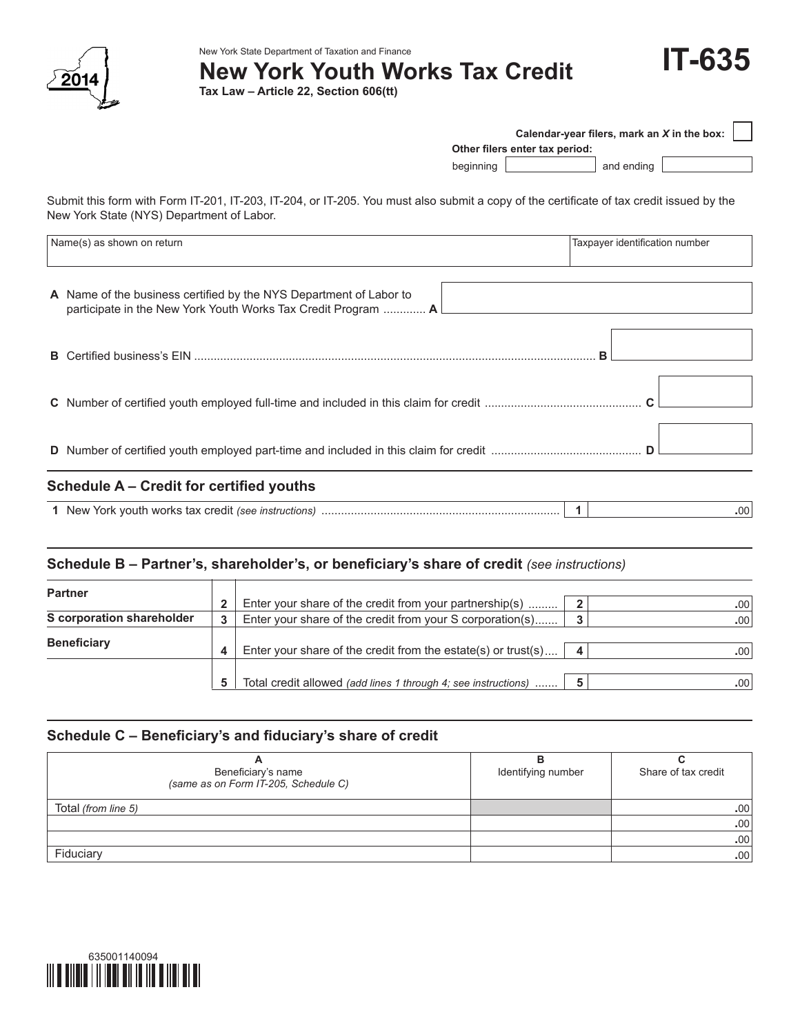New York State Department of Taxation and Finance

# New York Youth Works Tax Credit

**Tax Law – Article 22, Section 606(tt)**

# IT-635

2014

**Calendar-year filers, mark an *X* in the box:** ☐

**Other filers enter tax period:**

beginning ________ and ending ________

Submit this form with Form IT-201, IT-203, IT-204, or IT-205. You must also submit a copy of the certificate of tax credit issued by the New York State (NYS) Department of Labor.

| Name(s) as shown on return | Taxpayer identification number |
|---|---|
| | |

**A** Name of the business certified by the NYS Department of Labor to participate in the New York Youth Works Tax Credit Program ............. **A** ________

**B** Certified business's EIN ........................................................................................................................... **B** ________

**C** Number of certified youth employed full-time and included in this claim for credit ............................................... **C** ________

**D** Number of certified youth employed part-time and included in this claim for credit ............................................. **D** ________

## Schedule A – Credit for certified youths

| | | | |
|---|---|---|---|
| **1** | New York youth works tax credit *(see instructions)* ........................................................................ | **1** | .00 |

## Schedule B – Partner's, shareholder's, or beneficiary's share of credit *(see instructions)*

| | | | | |
|---|---|---|---|---|
| **Partner** | **2** | Enter your share of the credit from your partnership(s) ......... | **2** | .00 |
| **S corporation shareholder** | **3** | Enter your share of the credit from your S corporation(s)....... | **3** | .00 |
| **Beneficiary** | **4** | Enter your share of the credit from the estate(s) or trust(s).... | **4** | .00 |
| | **5** | Total credit allowed *(add lines 1 through 4; see instructions)* ....... | **5** | .00 |

## Schedule C – Beneficiary's and fiduciary's share of credit

| A<br>Beneficiary's name<br>*(same as on Form IT-205, Schedule C)* | B<br>Identifying number | C<br>Share of tax credit |
|---|---|---|
| Total *(from line 5)* | | .00 |
| | | .00 |
| | | .00 |
| Fiduciary | | .00 |

635001140094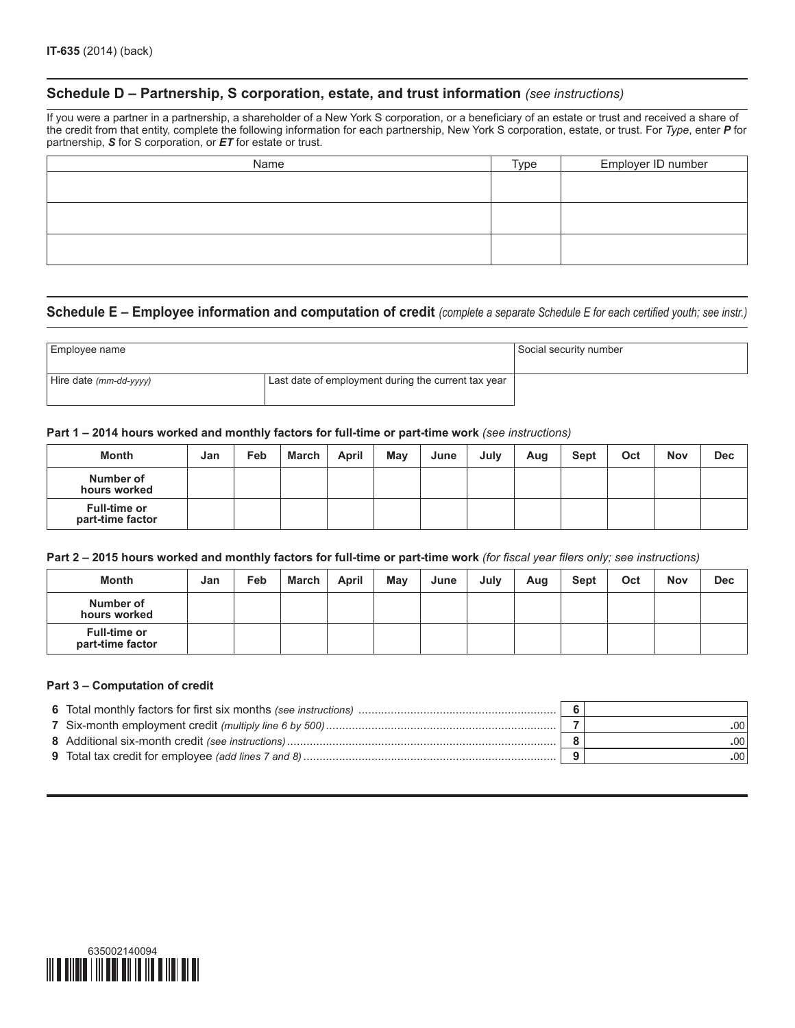## Schedule D – Partnership, S corporation, estate, and trust information *(see instructions)*

If you were a partner in a partnership, a shareholder of a New York S corporation, or a beneficiary of an estate or trust and received a share of the credit from that entity, complete the following information for each partnership, New York S corporation, estate, or trust. For *Type*, enter ***P*** for partnership, ***S*** for S corporation, or ***ET*** for estate or trust.

| Name | Type | Employer ID number |
|---|---|---|
| | | |
| | | |
| | | |

## Schedule E – Employee information and computation of credit *(complete a separate Schedule E for each certified youth; see instr.)*

| Employee name | | Social security number |
|---|---|---|
| Hire date *(mm-dd-yyyy)* | Last date of employment during the current tax year | |

### Part 1 – 2014 hours worked and monthly factors for full-time or part-time work *(see instructions)*

| Month | Jan | Feb | March | April | May | June | July | Aug | Sept | Oct | Nov | Dec |
|---|---|---|---|---|---|---|---|---|---|---|---|---|
| Number of hours worked | | | | | | | | | | | | |
| Full-time or part-time factor | | | | | | | | | | | | |

### Part 2 – 2015 hours worked and monthly factors for full-time or part-time work *(for fiscal year filers only; see instructions)*

| Month | Jan | Feb | March | April | May | June | July | Aug | Sept | Oct | Nov | Dec |
|---|---|---|---|---|---|---|---|---|---|---|---|---|
| Number of hours worked | | | | | | | | | | | | |
| Full-time or part-time factor | | | | | | | | | | | | |

### Part 3 – Computation of credit

| | | | |
|---|---|---|---|
| 6 | Total monthly factors for first six months *(see instructions)* | 6 | |
| 7 | Six-month employment credit *(multiply line 6 by 500)* | 7 | .00 |
| 8 | Additional six-month credit *(see instructions)* | 8 | .00 |
| 9 | Total tax credit for employee *(add lines 7 and 8)* | 9 | .00 |

635002140094